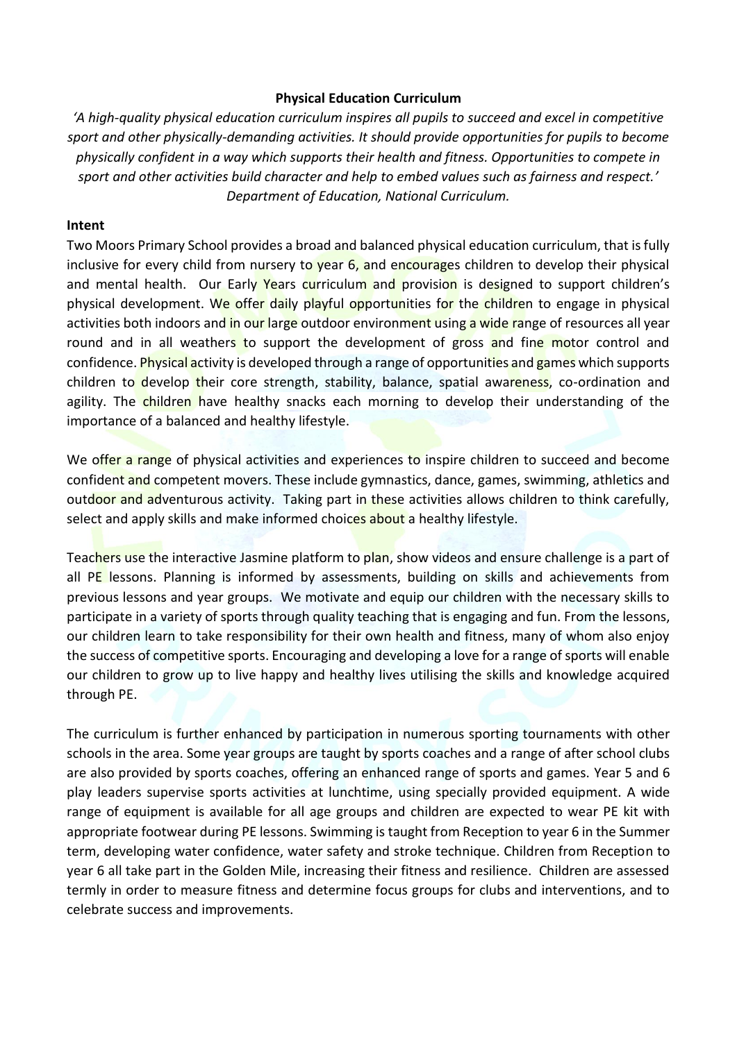**Physical Education Curriculum**

*'A high-quality physical education curriculum inspires all pupils to succeed and excel in competitive sport and other physically-demanding activities. It should provide opportunities for pupils to become physically confident in a way which supports their health and fitness. Opportunities to compete in sport and other activities build character and help to embed values such as fairness and respect.' Department of Education, National Curriculum.*

**Intent**

Two Moors Primary School provides a broad and balanced physical education curriculum, that is fully inclusive for every child from nursery to year 6, and encourages children to develop their physical and mental health. Our Early Years curriculum and provision is designed to support children's physical development. We offer daily playful opportunities for the children to engage in physical activities both indoors and in our large outdoor environment using a wide range of resources all year round and in all weathers to support the development of gross and fine motor control and confidence. Physical activity is developed through a range of opportunities and games which supports children to develop their core strength, stability, balance, spatial awareness, co-ordination and agility. The children have healthy snacks each morning to develop their understanding of the importance of a balanced and healthy lifestyle.

We offer a range of physical activities and experiences to inspire children to succeed and become confident and competent movers. These include gymnastics, dance, games, swimming, athletics and outdoor and adventurous activity. Taking part in these activities allows children to think carefully, select and apply skills and make informed choices about a healthy lifestyle.

Teachers use the interactive Jasmine platform to plan, show videos and ensure challenge is a part of all PE lessons. Planning is informed by assessments, building on skills and achievements from previous lessons and year groups. We motivate and equip our children with the necessary skills to participate in a variety of sports through quality teaching that is engaging and fun. From the lessons, our children learn to take responsibility for their own health and fitness, many of whom also enjoy the success of competitive sports. Encouraging and developing a love for a range of sports will enable our children to grow up to live happy and healthy lives utilising the skills and knowledge acquired through PE.

The curriculum is further enhanced by participation in numerous sporting tournaments with other schools in the area. Some year groups are taught by sports coaches and a range of after school clubs are also provided by sports coaches, offering an enhanced range of sports and games. Year 5 and 6 play leaders supervise sports activities at lunchtime, using specially provided equipment. A wide range of equipment is available for all age groups and children are expected to wear PE kit with appropriate footwear during PE lessons. Swimming is taught from Reception to year 6 in the Summer term, developing water confidence, water safety and stroke technique. Children from Reception to year 6 all take part in the Golden Mile, increasing their fitness and resilience. Children are assessed termly in order to measure fitness and determine focus groups for clubs and interventions, and to celebrate success and improvements.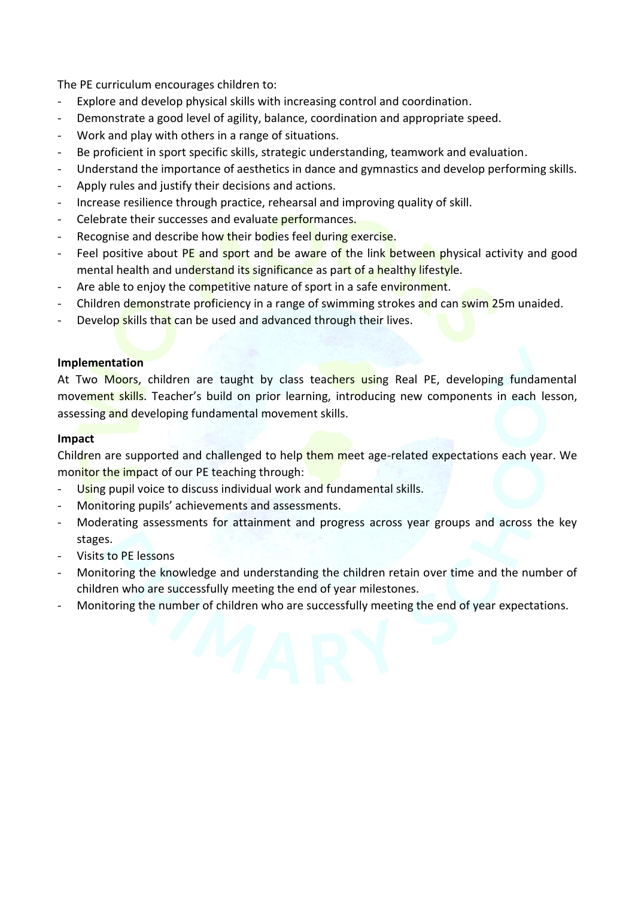The PE curriculum encourages children to:

- Explore and develop physical skills with increasing control and coordination.
- Demonstrate a good level of agility, balance, coordination and appropriate speed.
- Work and play with others in a range of situations.
- Be proficient in sport specific skills, strategic understanding, teamwork and evaluation.
- Understand the importance of aesthetics in dance and gymnastics and develop performing skills.
- Apply rules and justify their decisions and actions.
- Increase resilience through practice, rehearsal and improving quality of skill.
- Celebrate their successes and evaluate performances.
- Recognise and describe how their bodies feel during exercise.
- Feel positive about PE and sport and be aware of the link between physical activity and good mental health and understand its significance as part of a healthy lifestyle.
- Are able to enjoy the competitive nature of sport in a safe environment.
- Children demonstrate proficiency in a range of swimming strokes and can swim 25m unaided.
- Develop skills that can be used and advanced through their lives.

**Implementation**

At Two Moors, children are taught by class teachers using Real PE, developing fundamental movement skills. Teacher's build on prior learning, introducing new components in each lesson, assessing and developing fundamental movement skills.

**Impact**

Children are supported and challenged to help them meet age-related expectations each year. We monitor the impact of our PE teaching through:

- Using pupil voice to discuss individual work and fundamental skills.
- Monitoring pupils' achievements and assessments.
- Moderating assessments for attainment and progress across year groups and across the key stages.
- Visits to PE lessons
- Monitoring the knowledge and understanding the children retain over time and the number of children who are successfully meeting the end of year milestones.
- Monitoring the number of children who are successfully meeting the end of year expectations.